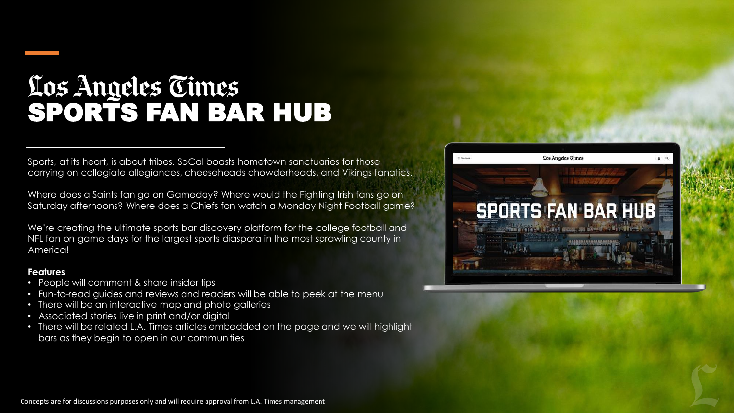# Los Angeles Times
# SPORTS FAN BAR HUB

Sports, at its heart, is about tribes. SoCal boasts hometown sanctuaries for those carrying on collegiate allegiances, cheeseheads chowderheads, and Vikings fanatics.

Where does a Saints fan go on Gameday? Where would the Fighting Irish fans go on Saturday afternoons? Where does a Chiefs fan watch a Monday Night Football game?

We're creating the ultimate sports bar discovery platform for the college football and NFL fan on game days for the largest sports diaspora in the most sprawling county in America!

**Features**

- People will comment & share insider tips
- Fun-to-read guides and reviews and readers will be able to peek at the menu
- There will be an interactive map and photo galleries
- Associated stories live in print and/or digital
- There will be related L.A. Times articles embedded on the page and we will highlight bars as they begin to open in our communities

Concepts are for discussions purposes only and will require approval from L.A. Times management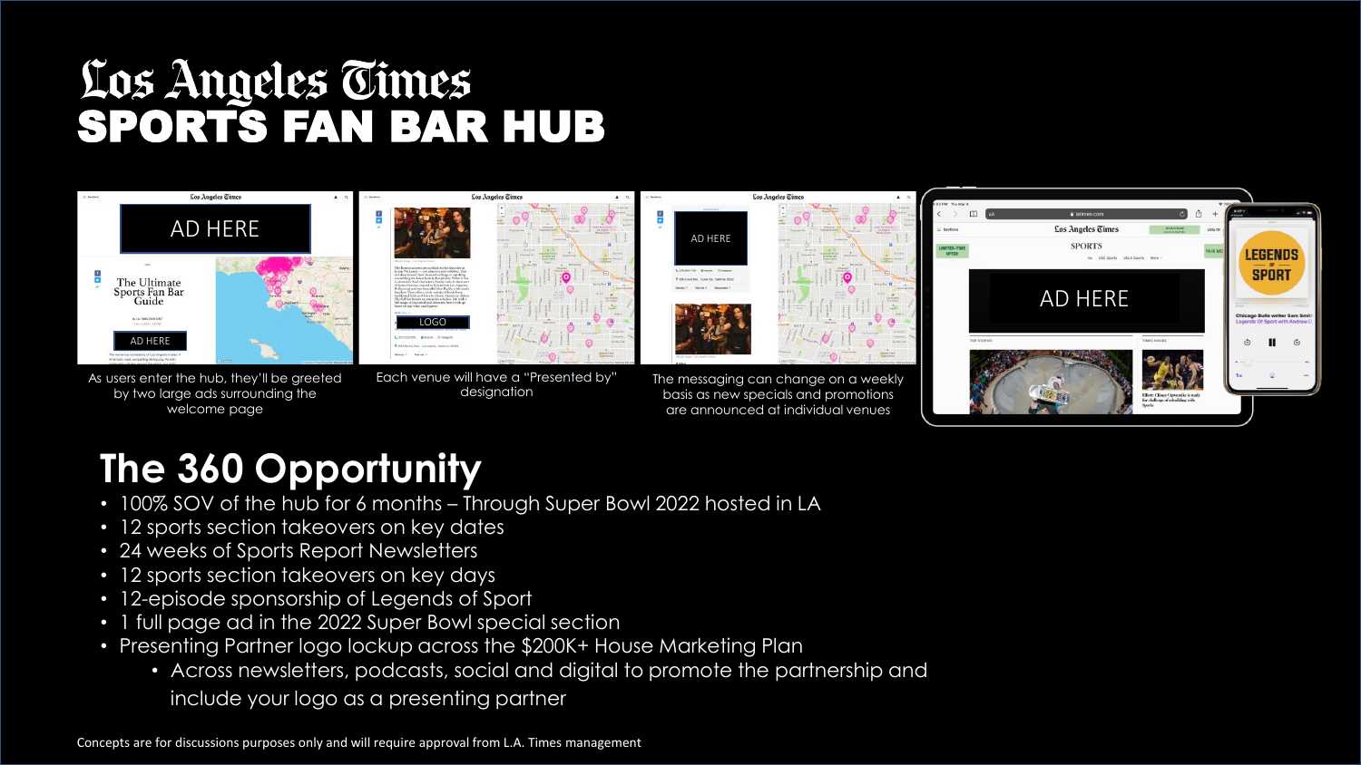# Los Angeles Times
# SPORTS FAN BAR HUB

As users enter the hub, they'll be greeted by two large ads surrounding the welcome page

Each venue will have a "Presented by" designation

The messaging can change on a weekly basis as new specials and promotions are announced at individual venues

## The 360 Opportunity

- 100% SOV of the hub for 6 months – Through Super Bowl 2022 hosted in LA
- 12 sports section takeovers on key dates
- 24 weeks of Sports Report Newsletters
- 12 sports section takeovers on key days
- 12-episode sponsorship of Legends of Sport
- 1 full page ad in the 2022 Super Bowl special section
- Presenting Partner logo lockup across the $200K+ House Marketing Plan
  - Across newsletters, podcasts, social and digital to promote the partnership and include your logo as a presenting partner

Concepts are for discussions purposes only and will require approval from L.A. Times management